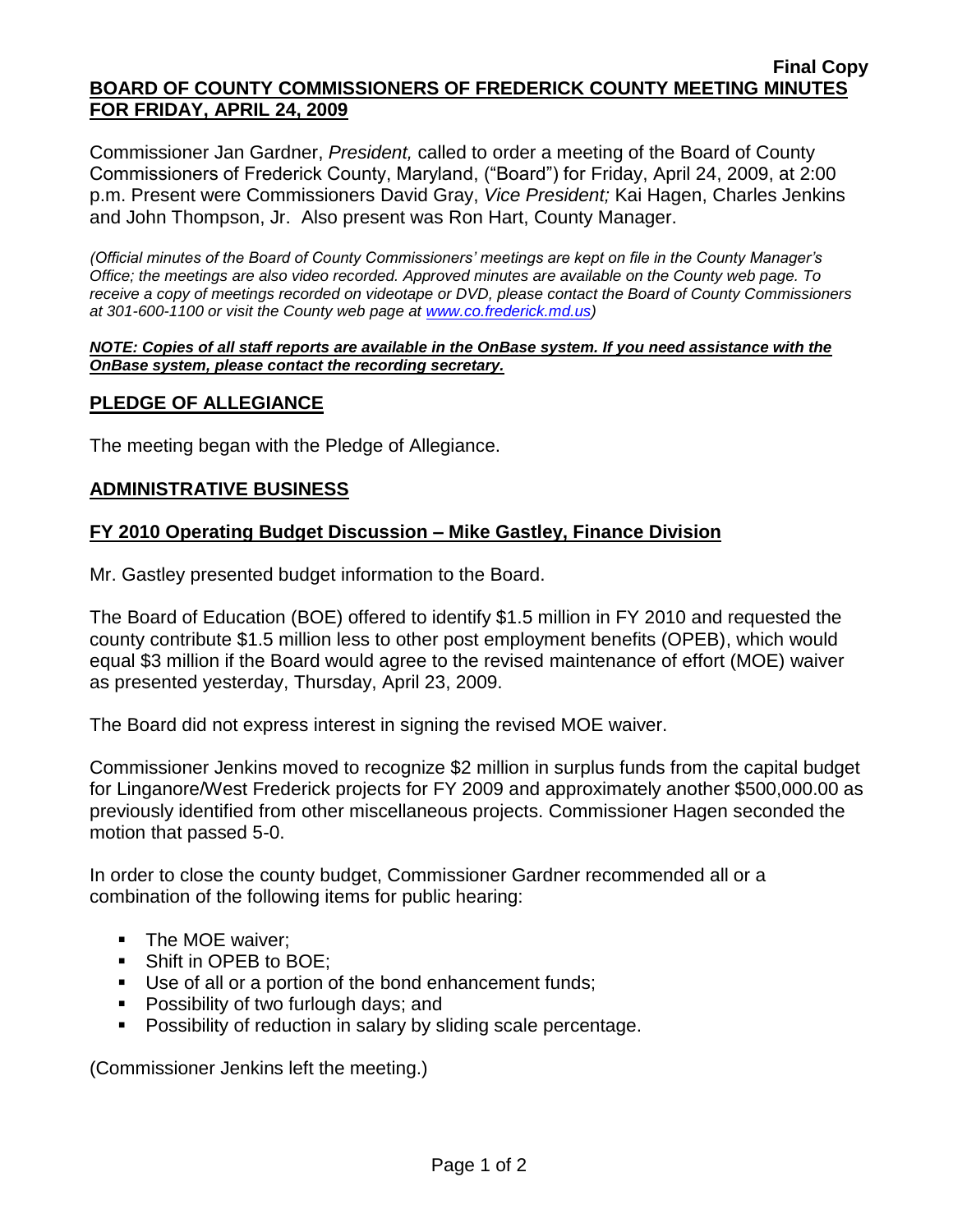**Final Copy**

## BOARD OF COUNTY COMMISSIONERS OF FREDERICK COUNTY MEETING MINUTES FOR FRIDAY, APRIL 24, 2009

Commissioner Jan Gardner, *President,* called to order a meeting of the Board of County Commissioners of Frederick County, Maryland, ("Board") for Friday, April 24, 2009, at 2:00 p.m. Present were Commissioners David Gray, *Vice President;* Kai Hagen, Charles Jenkins and John Thompson, Jr. Also present was Ron Hart, County Manager.

*(Official minutes of the Board of County Commissioners' meetings are kept on file in the County Manager's Office; the meetings are also video recorded. Approved minutes are available on the County web page. To receive a copy of meetings recorded on videotape or DVD, please contact the Board of County Commissioners at 301-600-1100 or visit the County web page at www.co.frederick.md.us)*

***NOTE: Copies of all staff reports are available in the OnBase system. If you need assistance with the OnBase system, please contact the recording secretary.***

## PLEDGE OF ALLEGIANCE

The meeting began with the Pledge of Allegiance.

## ADMINISTRATIVE BUSINESS

### FY 2010 Operating Budget Discussion – Mike Gastley, Finance Division

Mr. Gastley presented budget information to the Board.

The Board of Education (BOE) offered to identify $1.5 million in FY 2010 and requested the county contribute $1.5 million less to other post employment benefits (OPEB), which would equal $3 million if the Board would agree to the revised maintenance of effort (MOE) waiver as presented yesterday, Thursday, April 23, 2009.

The Board did not express interest in signing the revised MOE waiver.

Commissioner Jenkins moved to recognize $2 million in surplus funds from the capital budget for Linganore/West Frederick projects for FY 2009 and approximately another $500,000.00 as previously identified from other miscellaneous projects. Commissioner Hagen seconded the motion that passed 5-0.

In order to close the county budget, Commissioner Gardner recommended all or a combination of the following items for public hearing:

- The MOE waiver;
- Shift in OPEB to BOE;
- Use of all or a portion of the bond enhancement funds;
- Possibility of two furlough days; and
- Possibility of reduction in salary by sliding scale percentage.

(Commissioner Jenkins left the meeting.)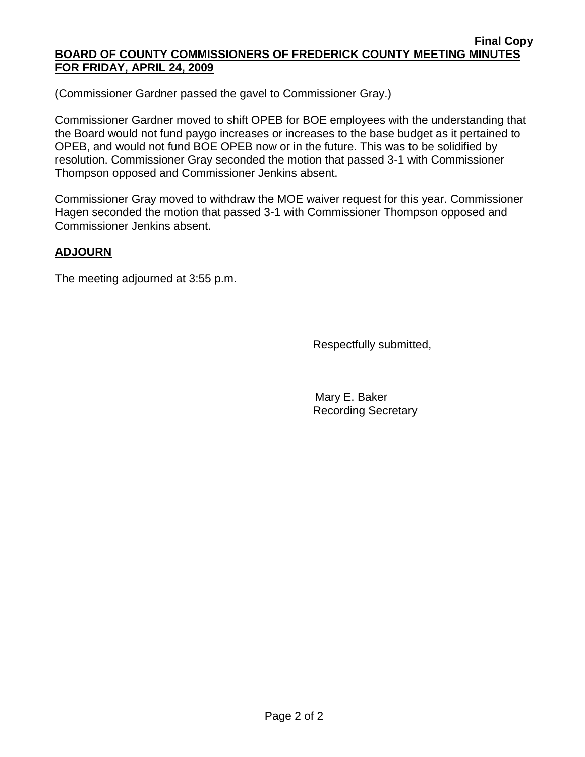(Commissioner Gardner passed the gavel to Commissioner Gray.)

Commissioner Gardner moved to shift OPEB for BOE employees with the understanding that the Board would not fund paygo increases or increases to the base budget as it pertained to OPEB, and would not fund BOE OPEB now or in the future. This was to be solidified by resolution. Commissioner Gray seconded the motion that passed 3-1 with Commissioner Thompson opposed and Commissioner Jenkins absent.

Commissioner Gray moved to withdraw the MOE waiver request for this year. Commissioner Hagen seconded the motion that passed 3-1 with Commissioner Thompson opposed and Commissioner Jenkins absent.

## ADJOURN

The meeting adjourned at 3:55 p.m.

Respectfully submitted,

Mary E. Baker
Recording Secretary